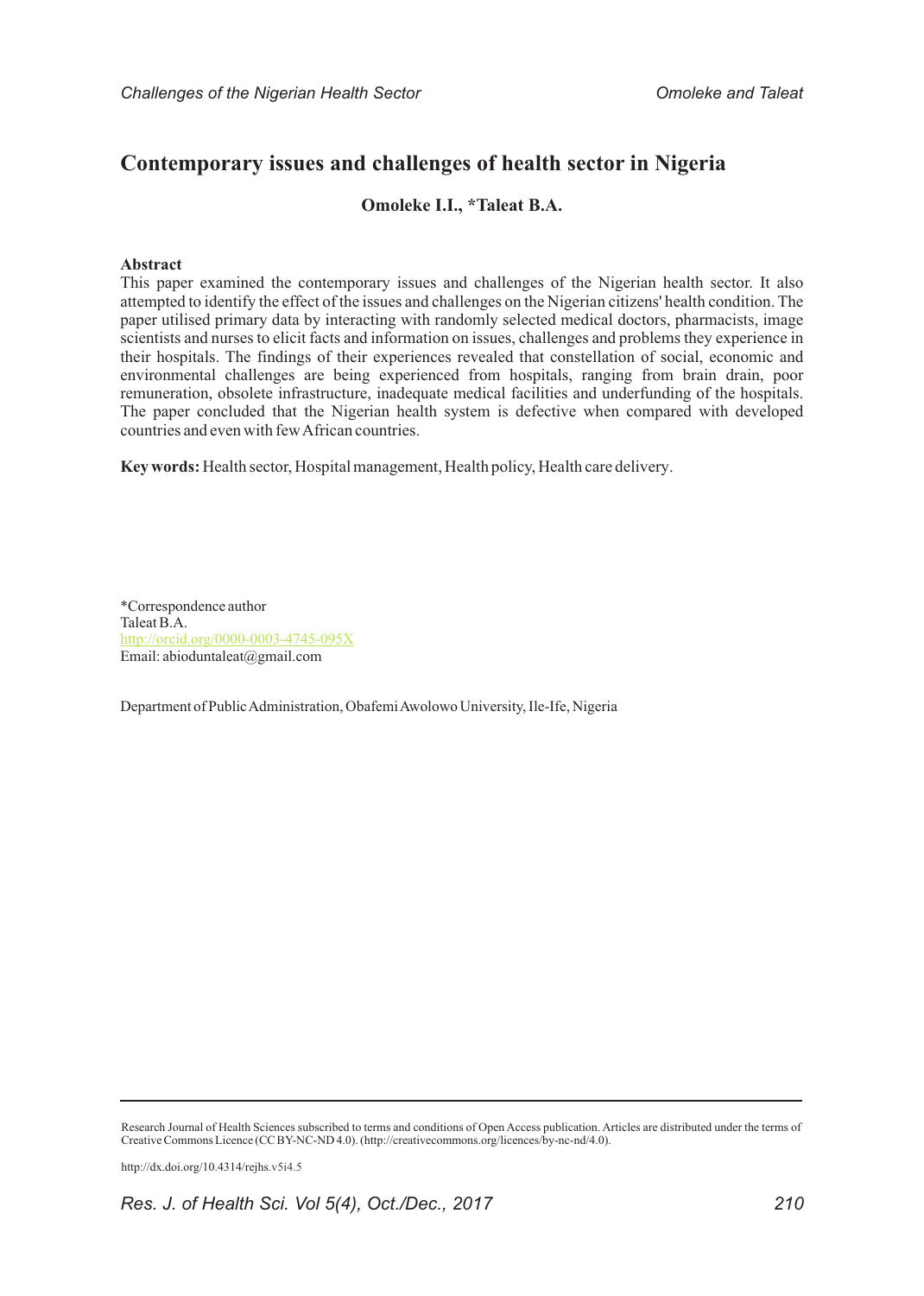# Contemporary issues and challenges of health sector in Nigeria

**Omoleke I.I., *Taleat B.A.**

**Abstract**

This paper examined the contemporary issues and challenges of the Nigerian health sector. It also attempted to identify the effect of the issues and challenges on the Nigerian citizens' health condition. The paper utilised primary data by interacting with randomly selected medical doctors, pharmacists, image scientists and nurses to elicit facts and information on issues, challenges and problems they experience in their hospitals. The findings of their experiences revealed that constellation of social, economic and environmental challenges are being experienced from hospitals, ranging from brain drain, poor remuneration, obsolete infrastructure, inadequate medical facilities and underfunding of the hospitals. The paper concluded that the Nigerian health system is defective when compared with developed countries and even with few African countries.

**Key words:** Health sector, Hospital management, Health policy, Health care delivery.

*Correspondence author
Taleat B.A.
http://orcid.org/0000-0003-4745-095X
Email: abioduntaleat@gmail.com

Department of Public Administration, Obafemi Awolowo University, Ile-Ife, Nigeria

Research Journal of Health Sciences subscribed to terms and conditions of Open Access publication. Articles are distributed under the terms of Creative Commons Licence (CC BY-NC-ND 4.0). (http://creativecommons.org/licences/by-nc-nd/4.0).

http://dx.doi.org/10.4314/rejhs.v5i4.5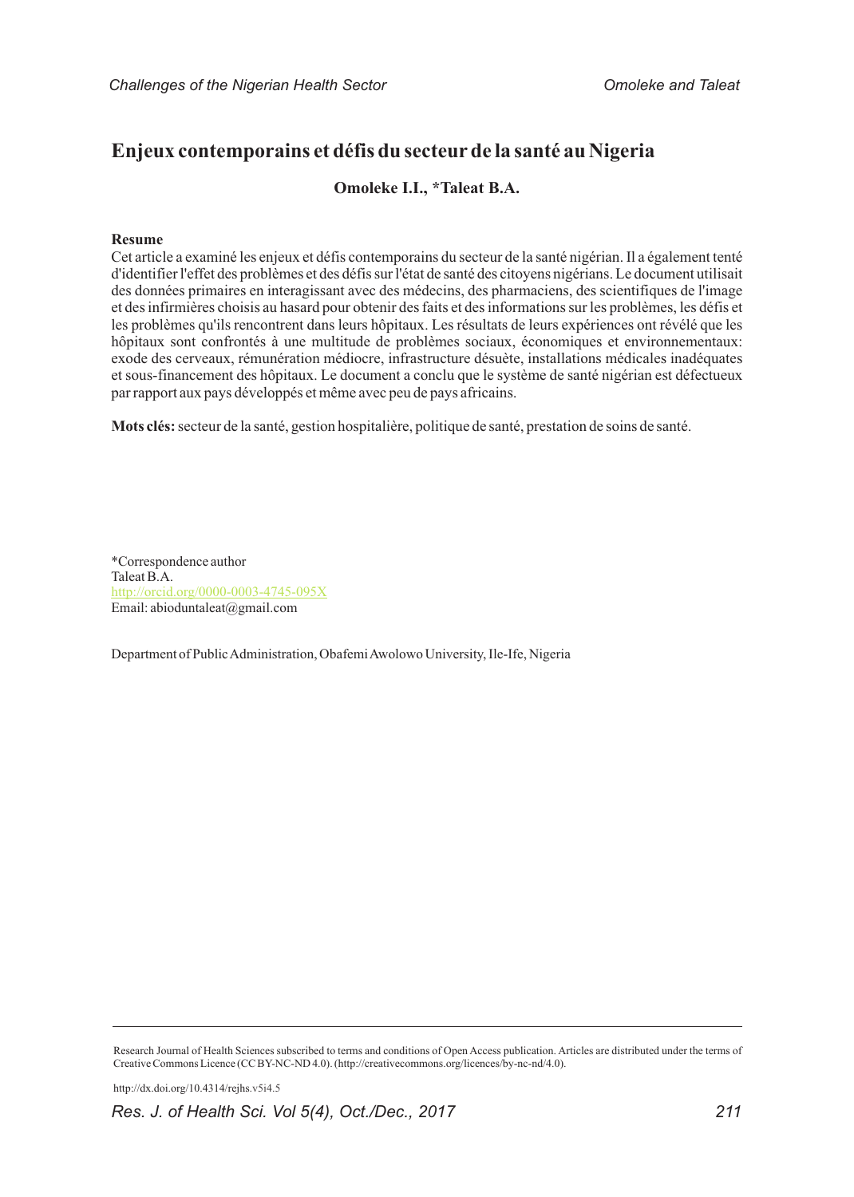# Enjeux contemporains et défis du secteur de la santé au Nigeria

**Omoleke I.I., *Taleat B.A.**

**Resume**

Cet article a examiné les enjeux et défis contemporains du secteur de la santé nigérian. Il a également tenté d'identifier l'effet des problèmes et des défis sur l'état de santé des citoyens nigérians. Le document utilisait des données primaires en interagissant avec des médecins, des pharmaciens, des scientifiques de l'image et des infirmières choisis au hasard pour obtenir des faits et des informations sur les problèmes, les défis et les problèmes qu'ils rencontrent dans leurs hôpitaux. Les résultats de leurs expériences ont révélé que les hôpitaux sont confrontés à une multitude de problèmes sociaux, économiques et environnementaux: exode des cerveaux, rémunération médiocre, infrastructure désuète, installations médicales inadéquates et sous-financement des hôpitaux. Le document a conclu que le système de santé nigérian est défectueux par rapport aux pays développés et même avec peu de pays africains.

**Mots clés:** secteur de la santé, gestion hospitalière, politique de santé, prestation de soins de santé.

*Correspondence author
Taleat B.A.
http://orcid.org/0000-0003-4745-095X
Email: abioduntaleat@gmail.com

Department of Public Administration, Obafemi Awolowo University, Ile-Ife, Nigeria

Research Journal of Health Sciences subscribed to terms and conditions of Open Access publication. Articles are distributed under the terms of Creative Commons Licence (CC BY-NC-ND 4.0). (http://creativecommons.org/licences/by-nc-nd/4.0).

http://dx.doi.org/10.4314/rejhs.v5i4.5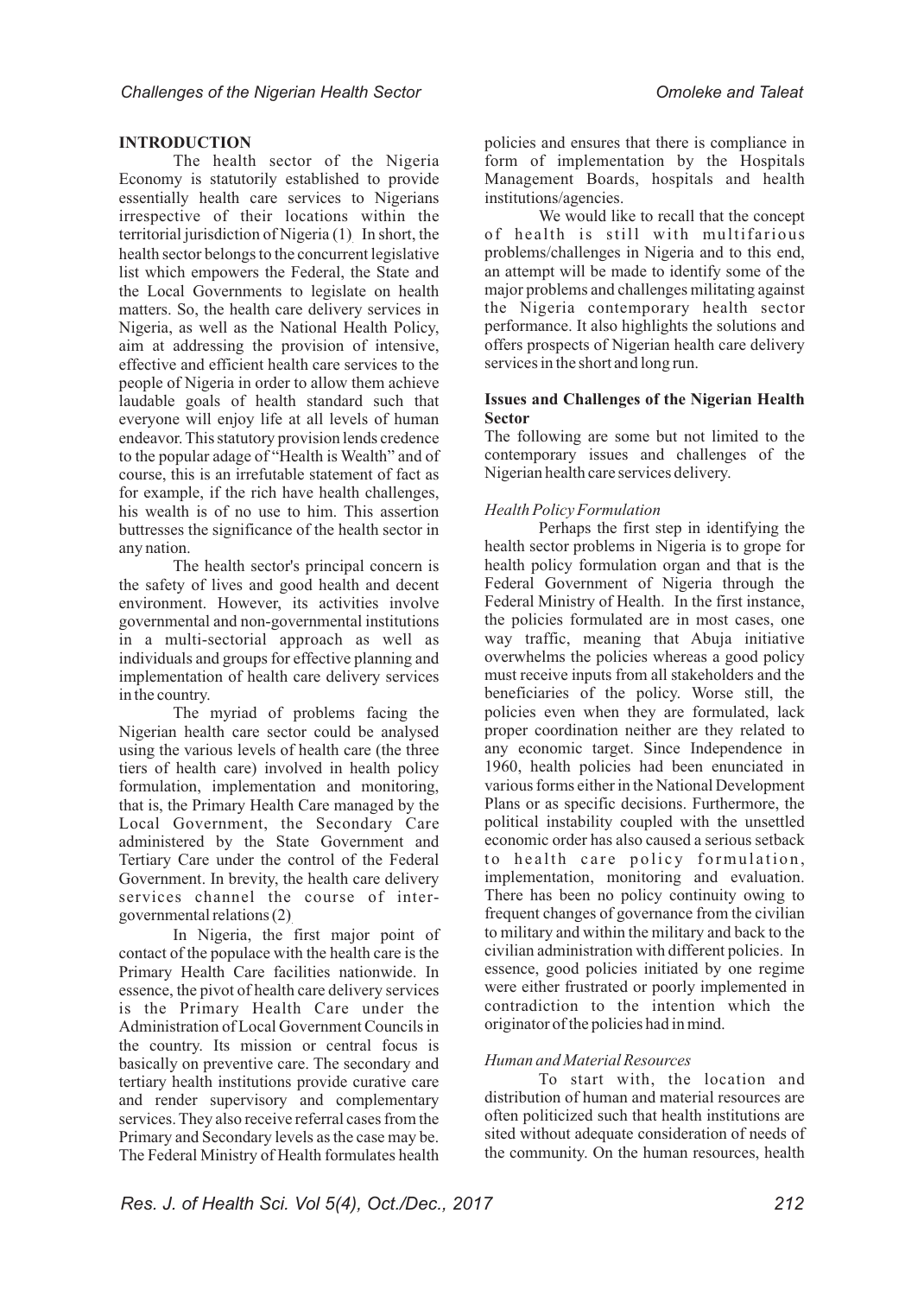## INTRODUCTION

The health sector of the Nigeria Economy is statutorily established to provide essentially health care services to Nigerians irrespective of their locations within the territorial jurisdiction of Nigeria (1). In short, the health sector belongs to the concurrent legislative list which empowers the Federal, the State and the Local Governments to legislate on health matters. So, the health care delivery services in Nigeria, as well as the National Health Policy, aim at addressing the provision of intensive, effective and efficient health care services to the people of Nigeria in order to allow them achieve laudable goals of health standard such that everyone will enjoy life at all levels of human endeavor. This statutory provision lends credence to the popular adage of "Health is Wealth" and of course, this is an irrefutable statement of fact as for example, if the rich have health challenges, his wealth is of no use to him. This assertion buttresses the significance of the health sector in any nation.

The health sector's principal concern is the safety of lives and good health and decent environment. However, its activities involve governmental and non-governmental institutions in a multi-sectorial approach as well as individuals and groups for effective planning and implementation of health care delivery services in the country.

The myriad of problems facing the Nigerian health care sector could be analysed using the various levels of health care (the three tiers of health care) involved in health policy formulation, implementation and monitoring, that is, the Primary Health Care managed by the Local Government, the Secondary Care administered by the State Government and Tertiary Care under the control of the Federal Government. In brevity, the health care delivery services channel the course of inter-governmental relations (2).

In Nigeria, the first major point of contact of the populace with the health care is the Primary Health Care facilities nationwide. In essence, the pivot of health care delivery services is the Primary Health Care under the Administration of Local Government Councils in the country. Its mission or central focus is basically on preventive care. The secondary and tertiary health institutions provide curative care and render supervisory and complementary services. They also receive referral cases from the Primary and Secondary levels as the case may be. The Federal Ministry of Health formulates health policies and ensures that there is compliance in form of implementation by the Hospitals Management Boards, hospitals and health institutions/agencies.

We would like to recall that the concept of health is still with multifarious problems/challenges in Nigeria and to this end, an attempt will be made to identify some of the major problems and challenges militating against the Nigeria contemporary health sector performance. It also highlights the solutions and offers prospects of Nigerian health care delivery services in the short and long run.

## Issues and Challenges of the Nigerian Health Sector

The following are some but not limited to the contemporary issues and challenges of the Nigerian health care services delivery.

### *Health Policy Formulation*

Perhaps the first step in identifying the health sector problems in Nigeria is to grope for health policy formulation organ and that is the Federal Government of Nigeria through the Federal Ministry of Health. In the first instance, the policies formulated are in most cases, one way traffic, meaning that Abuja initiative overwhelms the policies whereas a good policy must receive inputs from all stakeholders and the beneficiaries of the policy. Worse still, the policies even when they are formulated, lack proper coordination neither are they related to any economic target. Since Independence in 1960, health policies had been enunciated in various forms either in the National Development Plans or as specific decisions. Furthermore, the political instability coupled with the unsettled economic order has also caused a serious setback to health care policy formulation, implementation, monitoring and evaluation. There has been no policy continuity owing to frequent changes of governance from the civilian to military and within the military and back to the civilian administration with different policies. In essence, good policies initiated by one regime were either frustrated or poorly implemented in contradiction to the intention which the originator of the policies had in mind.

### *Human and Material Resources*

To start with, the location and distribution of human and material resources are often politicized such that health institutions are sited without adequate consideration of needs of the community. On the human resources, health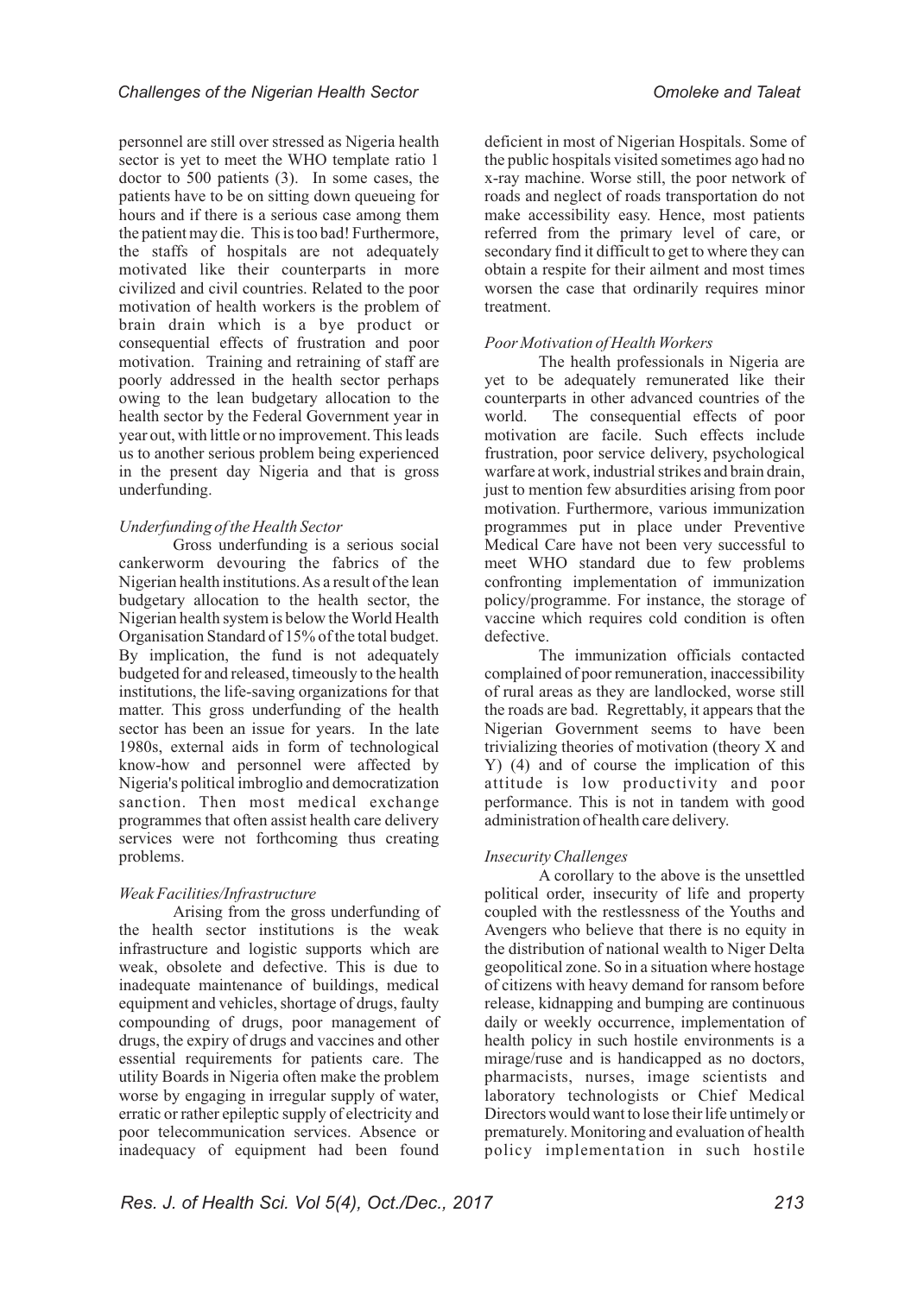personnel are still over stressed as Nigeria health sector is yet to meet the WHO template ratio 1 doctor to 500 patients (3). In some cases, the patients have to be on sitting down queueing for hours and if there is a serious case among them the patient may die. This is too bad! Furthermore, the staffs of hospitals are not adequately motivated like their counterparts in more civilized and civil countries. Related to the poor motivation of health workers is the problem of brain drain which is a bye product or consequential effects of frustration and poor motivation. Training and retraining of staff are poorly addressed in the health sector perhaps owing to the lean budgetary allocation to the health sector by the Federal Government year in year out, with little or no improvement. This leads us to another serious problem being experienced in the present day Nigeria and that is gross underfunding.

*Underfunding of the Health Sector*

Gross underfunding is a serious social cankerworm devouring the fabrics of the Nigerian health institutions. As a result of the lean budgetary allocation to the health sector, the Nigerian health system is below the World Health Organisation Standard of 15% of the total budget. By implication, the fund is not adequately budgeted for and released, timeously to the health institutions, the life-saving organizations for that matter. This gross underfunding of the health sector has been an issue for years. In the late 1980s, external aids in form of technological know-how and personnel were affected by Nigeria's political imbroglio and democratization sanction. Then most medical exchange programmes that often assist health care delivery services were not forthcoming thus creating problems.

*Weak Facilities/Infrastructure*

Arising from the gross underfunding of the health sector institutions is the weak infrastructure and logistic supports which are weak, obsolete and defective. This is due to inadequate maintenance of buildings, medical equipment and vehicles, shortage of drugs, faulty compounding of drugs, poor management of drugs, the expiry of drugs and vaccines and other essential requirements for patients care. The utility Boards in Nigeria often make the problem worse by engaging in irregular supply of water, erratic or rather epileptic supply of electricity and poor telecommunication services. Absence or inadequacy of equipment had been found deficient in most of Nigerian Hospitals. Some of the public hospitals visited sometimes ago had no x-ray machine. Worse still, the poor network of roads and neglect of roads transportation do not make accessibility easy. Hence, most patients referred from the primary level of care, or secondary find it difficult to get to where they can obtain a respite for their ailment and most times worsen the case that ordinarily requires minor treatment.

*Poor Motivation of Health Workers*

The health professionals in Nigeria are yet to be adequately remunerated like their counterparts in other advanced countries of the world. The consequential effects of poor motivation are facile. Such effects include frustration, poor service delivery, psychological warfare at work, industrial strikes and brain drain, just to mention few absurdities arising from poor motivation. Furthermore, various immunization programmes put in place under Preventive Medical Care have not been very successful to meet WHO standard due to few problems confronting implementation of immunization policy/programme. For instance, the storage of vaccine which requires cold condition is often defective.

The immunization officials contacted complained of poor remuneration, inaccessibility of rural areas as they are landlocked, worse still the roads are bad. Regrettably, it appears that the Nigerian Government seems to have been trivializing theories of motivation (theory X and Y) (4) and of course the implication of this attitude is low productivity and poor performance. This is not in tandem with good administration of health care delivery.

*Insecurity Challenges*

A corollary to the above is the unsettled political order, insecurity of life and property coupled with the restlessness of the Youths and Avengers who believe that there is no equity in the distribution of national wealth to Niger Delta geopolitical zone. So in a situation where hostage of citizens with heavy demand for ransom before release, kidnapping and bumping are continuous daily or weekly occurrence, implementation of health policy in such hostile environments is a mirage/ruse and is handicapped as no doctors, pharmacists, nurses, image scientists and laboratory technologists or Chief Medical Directors would want to lose their life untimely or prematurely. Monitoring and evaluation of health policy implementation in such hostile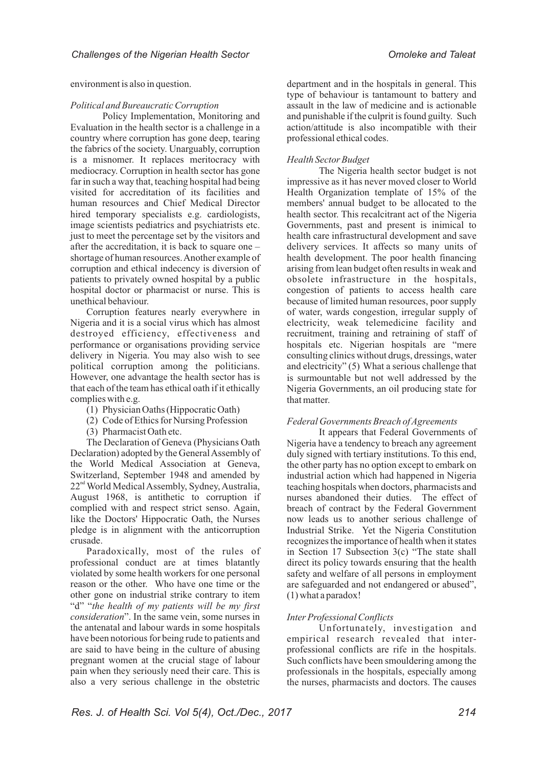environment is also in question.

*Political and Bureaucratic Corruption*

Policy Implementation, Monitoring and Evaluation in the health sector is a challenge in a country where corruption has gone deep, tearing the fabrics of the society. Unarguably, corruption is a misnomer. It replaces meritocracy with mediocracy. Corruption in health sector has gone far in such a way that, teaching hospital had being visited for accreditation of its facilities and human resources and Chief Medical Director hired temporary specialists e.g. cardiologists, image scientists pediatrics and psychiatrists etc. just to meet the percentage set by the visitors and after the accreditation, it is back to square one – shortage of human resources. Another example of corruption and ethical indecency is diversion of patients to privately owned hospital by a public hospital doctor or pharmacist or nurse. This is unethical behaviour.

Corruption features nearly everywhere in Nigeria and it is a social virus which has almost destroyed efficiency, effectiveness and performance or organisations providing service delivery in Nigeria. You may also wish to see political corruption among the politicians. However, one advantage the health sector has is that each of the team has ethical oath if it ethically complies with e.g.

(1) Physician Oaths (Hippocratic Oath)
(2) Code of Ethics for Nursing Profession
(3) Pharmacist Oath etc.

The Declaration of Geneva (Physicians Oath Declaration) adopted by the General Assembly of the World Medical Association at Geneva, Switzerland, September 1948 and amended by 22nd World Medical Assembly, Sydney, Australia, August 1968, is antithetic to corruption if complied with and respect strict senso. Again, like the Doctors' Hippocratic Oath, the Nurses pledge is in alignment with the anticorruption crusade.

Paradoxically, most of the rules of professional conduct are at times blatantly violated by some health workers for one personal reason or the other. Who have one time or the other gone on industrial strike contrary to item "d" "*the health of my patients will be my first consideration*". In the same vein, some nurses in the antenatal and labour wards in some hospitals have been notorious for being rude to patients and are said to have being in the culture of abusing pregnant women at the crucial stage of labour pain when they seriously need their care. This is also a very serious challenge in the obstetric department and in the hospitals in general. This type of behaviour is tantamount to battery and assault in the law of medicine and is actionable and punishable if the culprit is found guilty. Such action/attitude is also incompatible with their professional ethical codes.

*Health Sector Budget*

The Nigeria health sector budget is not impressive as it has never moved closer to World Health Organization template of 15% of the members' annual budget to be allocated to the health sector. This recalcitrant act of the Nigeria Governments, past and present is inimical to health care infrastructural development and save delivery services. It affects so many units of health development. The poor health financing arising from lean budget often results in weak and obsolete infrastructure in the hospitals, congestion of patients to access health care because of limited human resources, poor supply of water, wards congestion, irregular supply of electricity, weak telemedicine facility and recruitment, training and retraining of staff of hospitals etc. Nigerian hospitals are "mere consulting clinics without drugs, dressings, water and electricity" (5). What a serious challenge that is surmountable but not well addressed by the Nigeria Governments, an oil producing state for that matter.

*Federal Governments Breach of Agreements*

It appears that Federal Governments of Nigeria have a tendency to breach any agreement duly signed with tertiary institutions. To this end, the other party has no option except to embark on industrial action which had happened in Nigeria teaching hospitals when doctors, pharmacists and nurses abandoned their duties. The effect of breach of contract by the Federal Government now leads us to another serious challenge of Industrial Strike. Yet the Nigeria Constitution recognizes the importance of health when it states in Section 17 Subsection 3(c) "The state shall direct its policy towards ensuring that the health safety and welfare of all persons in employment are safeguarded and not endangered or abused", (1) what a paradox!

*Inter Professional Conflicts*

Unfortunately, investigation and empirical research revealed that inter-professional conflicts are rife in the hospitals. Such conflicts have been smouldering among the professionals in the hospitals, especially among the nurses, pharmacists and doctors. The causes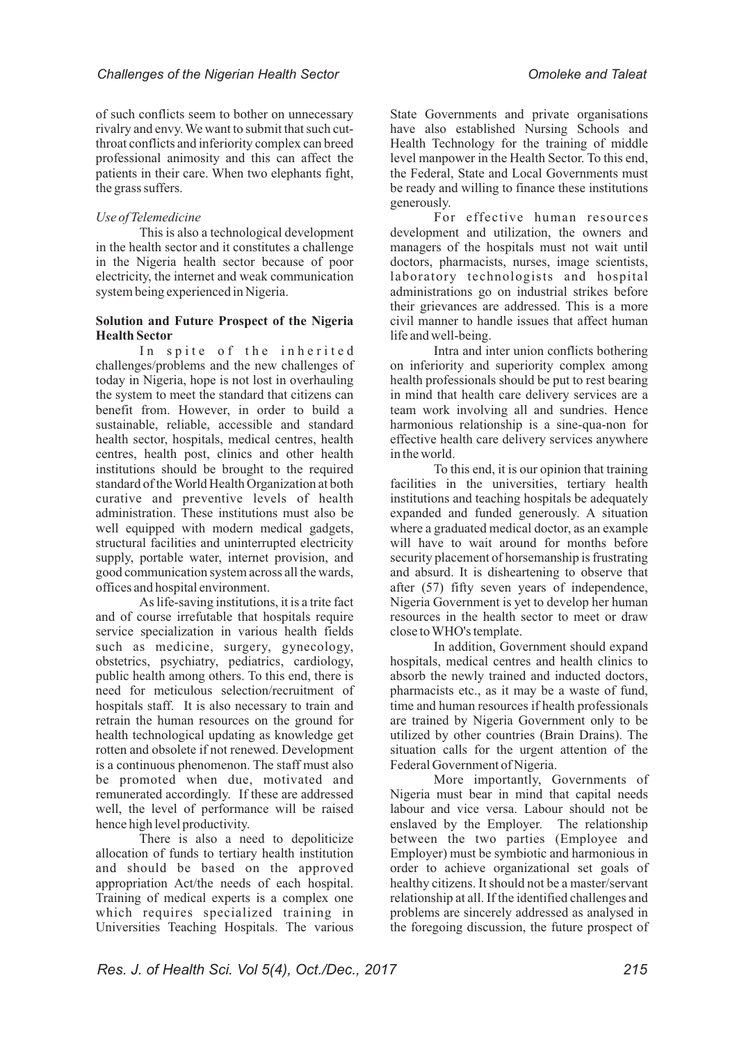of such conflicts seem to bother on unnecessary rivalry and envy. We want to submit that such cut-throat conflicts and inferiority complex can breed professional animosity and this can affect the patients in their care. When two elephants fight, the grass suffers.

*Use of Telemedicine*

This is also a technological development in the health sector and it constitutes a challenge in the Nigeria health sector because of poor electricity, the internet and weak communication system being experienced in Nigeria.

**Solution and Future Prospect of the Nigeria Health Sector**

In spite of the inherited challenges/problems and the new challenges of today in Nigeria, hope is not lost in overhauling the system to meet the standard that citizens can benefit from. However, in order to build a sustainable, reliable, accessible and standard health sector, hospitals, medical centres, health centres, health post, clinics and other health institutions should be brought to the required standard of the World Health Organization at both curative and preventive levels of health administration. These institutions must also be well equipped with modern medical gadgets, structural facilities and uninterrupted electricity supply, portable water, internet provision, and good communication system across all the wards, offices and hospital environment.

As life-saving institutions, it is a trite fact and of course irrefutable that hospitals require service specialization in various health fields such as medicine, surgery, gynecology, obstetrics, psychiatry, pediatrics, cardiology, public health among others. To this end, there is need for meticulous selection/recruitment of hospitals staff. It is also necessary to train and retrain the human resources on the ground for health technological updating as knowledge get rotten and obsolete if not renewed. Development is a continuous phenomenon. The staff must also be promoted when due, motivated and remunerated accordingly. If these are addressed well, the level of performance will be raised hence high level productivity.

There is also a need to depoliticize allocation of funds to tertiary health institution and should be based on the approved appropriation Act/the needs of each hospital. Training of medical experts is a complex one which requires specialized training in Universities Teaching Hospitals. The various State Governments and private organisations have also established Nursing Schools and Health Technology for the training of middle level manpower in the Health Sector. To this end, the Federal, State and Local Governments must be ready and willing to finance these institutions generously.

For effective human resources development and utilization, the owners and managers of the hospitals must not wait until doctors, pharmacists, nurses, image scientists, laboratory technologists and hospital administrations go on industrial strikes before their grievances are addressed. This is a more civil manner to handle issues that affect human life and well-being.

Intra and inter union conflicts bothering on inferiority and superiority complex among health professionals should be put to rest bearing in mind that health care delivery services are a team work involving all and sundries. Hence harmonious relationship is a sine-qua-non for effective health care delivery services anywhere in the world.

To this end, it is our opinion that training facilities in the universities, tertiary health institutions and teaching hospitals be adequately expanded and funded generously. A situation where a graduated medical doctor, as an example will have to wait around for months before security placement of horsemanship is frustrating and absurd. It is disheartening to observe that after (57) fifty seven years of independence, Nigeria Government is yet to develop her human resources in the health sector to meet or draw close to WHO's template.

In addition, Government should expand hospitals, medical centres and health clinics to absorb the newly trained and inducted doctors, pharmacists etc., as it may be a waste of fund, time and human resources if health professionals are trained by Nigeria Government only to be utilized by other countries (Brain Drains). The situation calls for the urgent attention of the Federal Government of Nigeria.

More importantly, Governments of Nigeria must bear in mind that capital needs labour and vice versa. Labour should not be enslaved by the Employer. The relationship between the two parties (Employee and Employer) must be symbiotic and harmonious in order to achieve organizational set goals of healthy citizens. It should not be a master/servant relationship at all. If the identified challenges and problems are sincerely addressed as analysed in the foregoing discussion, the future prospect of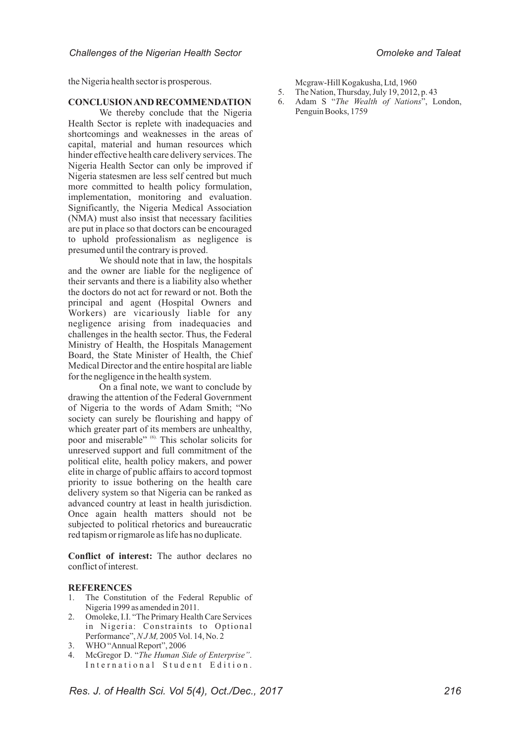the Nigeria health sector is prosperous.

## CONCLUSION AND RECOMMENDATION

We thereby conclude that the Nigeria Health Sector is replete with inadequacies and shortcomings and weaknesses in the areas of capital, material and human resources which hinder effective health care delivery services. The Nigeria Health Sector can only be improved if Nigeria statesmen are less self centred but much more committed to health policy formulation, implementation, monitoring and evaluation. Significantly, the Nigeria Medical Association (NMA) must also insist that necessary facilities are put in place so that doctors can be encouraged to uphold professionalism as negligence is presumed until the contrary is proved.

We should note that in law, the hospitals and the owner are liable for the negligence of their servants and there is a liability also whether the doctors do not act for reward or not. Both the principal and agent (Hospital Owners and Workers) are vicariously liable for any negligence arising from inadequacies and challenges in the health sector. Thus, the Federal Ministry of Health, the Hospitals Management Board, the State Minister of Health, the Chief Medical Director and the entire hospital are liable for the negligence in the health system.

On a final note, we want to conclude by drawing the attention of the Federal Government of Nigeria to the words of Adam Smith; "No society can surely be flourishing and happy of which greater part of its members are unhealthy, poor and miserable" [(6).] This scholar solicits for unreserved support and full commitment of the political elite, health policy makers, and power elite in charge of public affairs to accord topmost priority to issue bothering on the health care delivery system so that Nigeria can be ranked as advanced country at least in health jurisdiction. Once again health matters should not be subjected to political rhetorics and bureaucratic red tapism or rigmarole as life has no duplicate.

**Conflict of interest:** The author declares no conflict of interest.

## REFERENCES

1. The Constitution of the Federal Republic of Nigeria 1999 as amended in 2011.
2. Omoleke, I.I. "The Primary Health Care Services in Nigeria: Constraints to Optional Performance", *NJM,* 2005 Vol. 14, No. 2
3. WHO "Annual Report", 2006
4. McGregor D. "*The Human Side of Enterprise"*. International Student Edition. Mcgraw-Hill Kogakusha, Ltd, 1960
5. The Nation, Thursday, July 19, 2012, p. 43
6. Adam S "*The Wealth of Nations*", London, Penguin Books, 1759